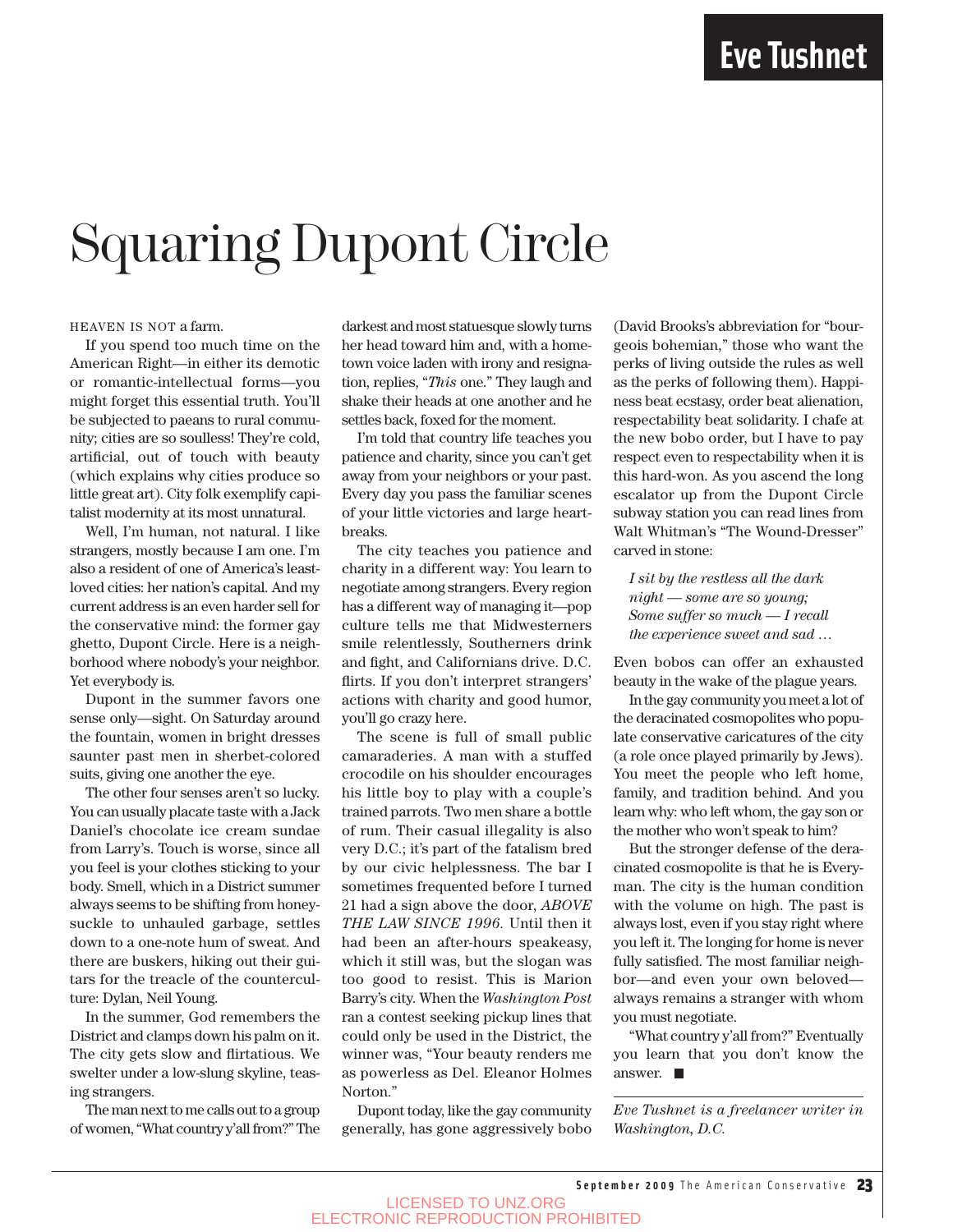Eve Tushnet

# Squaring Dupont Circle

HEAVEN IS NOT a farm.

If you spend too much time on the American Right—in either its demotic or romantic-intellectual forms—you might forget this essential truth. You'll be subjected to paeans to rural community; cities are so soulless! They're cold, artificial, out of touch with beauty (which explains why cities produce so little great art). City folk exemplify capitalist modernity at its most unnatural.

Well, I'm human, not natural. I like strangers, mostly because I am one. I'm also a resident of one of America's least-loved cities: her nation's capital. And my current address is an even harder sell for the conservative mind: the former gay ghetto, Dupont Circle. Here is a neighborhood where nobody's your neighbor. Yet everybody is.

Dupont in the summer favors one sense only—sight. On Saturday around the fountain, women in bright dresses saunter past men in sherbet-colored suits, giving one another the eye.

The other four senses aren't so lucky. You can usually placate taste with a Jack Daniel's chocolate ice cream sundae from Larry's. Touch is worse, since all you feel is your clothes sticking to your body. Smell, which in a District summer always seems to be shifting from honeysuckle to unhauled garbage, settles down to a one-note hum of sweat. And there are buskers, hiking out their guitars for the treacle of the counterculture: Dylan, Neil Young.

In the summer, God remembers the District and clamps down his palm on it. The city gets slow and flirtatious. We swelter under a low-slung skyline, teasing strangers.

The man next to me calls out to a group of women, "What country y'all from?" The darkest and most statuesque slowly turns her head toward him and, with a hometown voice laden with irony and resignation, replies, "*This* one." They laugh and shake their heads at one another and he settles back, foxed for the moment.

I'm told that country life teaches you patience and charity, since you can't get away from your neighbors or your past. Every day you pass the familiar scenes of your little victories and large heartbreaks.

The city teaches you patience and charity in a different way: You learn to negotiate among strangers. Every region has a different way of managing it—pop culture tells me that Midwesterners smile relentlessly, Southerners drink and fight, and Californians drive. D.C. flirts. If you don't interpret strangers' actions with charity and good humor, you'll go crazy here.

The scene is full of small public camaraderies. A man with a stuffed crocodile on his shoulder encourages his little boy to play with a couple's trained parrots. Two men share a bottle of rum. Their casual illegality is also very D.C.; it's part of the fatalism bred by our civic helplessness. The bar I sometimes frequented before I turned 21 had a sign above the door, *ABOVE THE LAW SINCE 1996*. Until then it had been an after-hours speakeasy, which it still was, but the slogan was too good to resist. This is Marion Barry's city. When the *Washington Post* ran a contest seeking pickup lines that could only be used in the District, the winner was, "Your beauty renders me as powerless as Del. Eleanor Holmes Norton."

Dupont today, like the gay community generally, has gone aggressively bobo (David Brooks's abbreviation for "bourgeois bohemian," those who want the perks of living outside the rules as well as the perks of following them). Happiness beat ecstasy, order beat alienation, respectability beat solidarity. I chafe at the new bobo order, but I have to pay respect even to respectability when it is this hard-won. As you ascend the long escalator up from the Dupont Circle subway station you can read lines from Walt Whitman's "The Wound-Dresser" carved in stone:

> *I sit by the restless all the dark night — some are so young;*
> *Some suffer so much — I recall the experience sweet and sad …*

Even bobos can offer an exhausted beauty in the wake of the plague years.

In the gay community you meet a lot of the deracinated cosmopolites who populate conservative caricatures of the city (a role once played primarily by Jews). You meet the people who left home, family, and tradition behind. And you learn why: who left whom, the gay son or the mother who won't speak to him?

But the stronger defense of the deracinated cosmopolite is that he is Everyman. The city is the human condition with the volume on high. The past is always lost, even if you stay right where you left it. The longing for home is never fully satisfied. The most familiar neighbor—and even your own beloved—always remains a stranger with whom you must negotiate.

"What country y'all from?" Eventually you learn that you don't know the answer. ■

---

*Eve Tushnet is a freelancer writer in Washington, D.C.*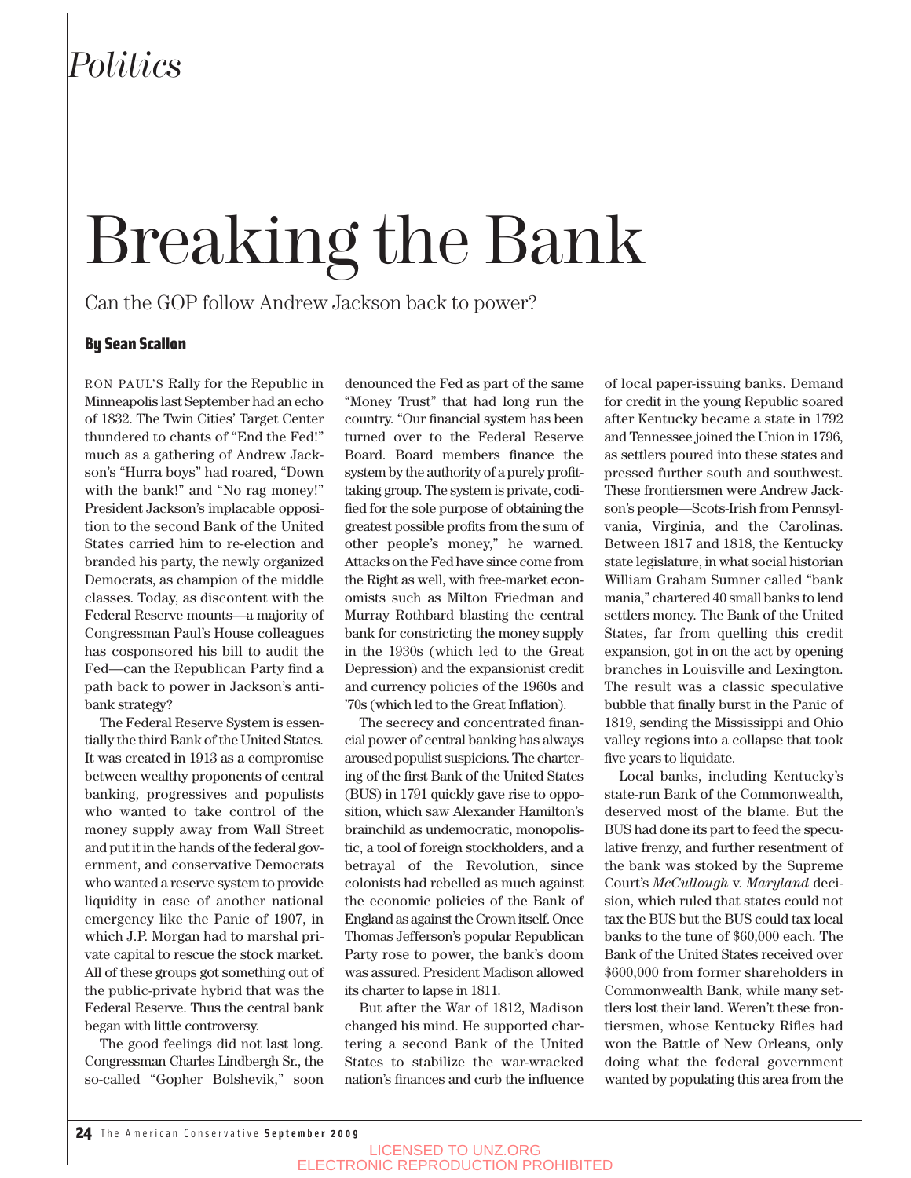# Politics

# Breaking the Bank

Can the GOP follow Andrew Jackson back to power?

**By Sean Scallon**

RON PAUL'S Rally for the Republic in Minneapolis last September had an echo of 1832. The Twin Cities' Target Center thundered to chants of "End the Fed!" much as a gathering of Andrew Jackson's "Hurra boys" had roared, "Down with the bank!" and "No rag money!" President Jackson's implacable opposition to the second Bank of the United States carried him to re-election and branded his party, the newly organized Democrats, as champion of the middle classes. Today, as discontent with the Federal Reserve mounts—a majority of Congressman Paul's House colleagues has cosponsored his bill to audit the Fed—can the Republican Party find a path back to power in Jackson's anti-bank strategy?

The Federal Reserve System is essentially the third Bank of the United States. It was created in 1913 as a compromise between wealthy proponents of central banking, progressives and populists who wanted to take control of the money supply away from Wall Street and put it in the hands of the federal government, and conservative Democrats who wanted a reserve system to provide liquidity in case of another national emergency like the Panic of 1907, in which J.P. Morgan had to marshal private capital to rescue the stock market. All of these groups got something out of the public-private hybrid that was the Federal Reserve. Thus the central bank began with little controversy.

The good feelings did not last long. Congressman Charles Lindbergh Sr., the so-called "Gopher Bolshevik," soon denounced the Fed as part of the same "Money Trust" that had long run the country. "Our financial system has been turned over to the Federal Reserve Board. Board members finance the system by the authority of a purely profit-taking group. The system is private, codified for the sole purpose of obtaining the greatest possible profits from the sum of other people's money," he warned. Attacks on the Fed have since come from the Right as well, with free-market economists such as Milton Friedman and Murray Rothbard blasting the central bank for constricting the money supply in the 1930s (which led to the Great Depression) and the expansionist credit and currency policies of the 1960s and '70s (which led to the Great Inflation).

The secrecy and concentrated financial power of central banking has always aroused populist suspicions. The chartering of the first Bank of the United States (BUS) in 1791 quickly gave rise to opposition, which saw Alexander Hamilton's brainchild as undemocratic, monopolistic, a tool of foreign stockholders, and a betrayal of the Revolution, since colonists had rebelled as much against the economic policies of the Bank of England as against the Crown itself. Once Thomas Jefferson's popular Republican Party rose to power, the bank's doom was assured. President Madison allowed its charter to lapse in 1811.

But after the War of 1812, Madison changed his mind. He supported chartering a second Bank of the United States to stabilize the war-wracked nation's finances and curb the influence of local paper-issuing banks. Demand for credit in the young Republic soared after Kentucky became a state in 1792 and Tennessee joined the Union in 1796, as settlers poured into these states and pressed further south and southwest. These frontiersmen were Andrew Jackson's people—Scots-Irish from Pennsylvania, Virginia, and the Carolinas. Between 1817 and 1818, the Kentucky state legislature, in what social historian William Graham Sumner called "bank mania," chartered 40 small banks to lend settlers money. The Bank of the United States, far from quelling this credit expansion, got in on the act by opening branches in Louisville and Lexington. The result was a classic speculative bubble that finally burst in the Panic of 1819, sending the Mississippi and Ohio valley regions into a collapse that took five years to liquidate.

Local banks, including Kentucky's state-run Bank of the Commonwealth, deserved most of the blame. But the BUS had done its part to feed the speculative frenzy, and further resentment of the bank was stoked by the Supreme Court's *McCullough* v. *Maryland* decision, which ruled that states could not tax the BUS but the BUS could tax local banks to the tune of $60,000 each. The Bank of the United States received over $600,000 from former shareholders in Commonwealth Bank, while many settlers lost their land. Weren't these frontiersmen, whose Kentucky Rifles had won the Battle of New Orleans, only doing what the federal government wanted by populating this area from the